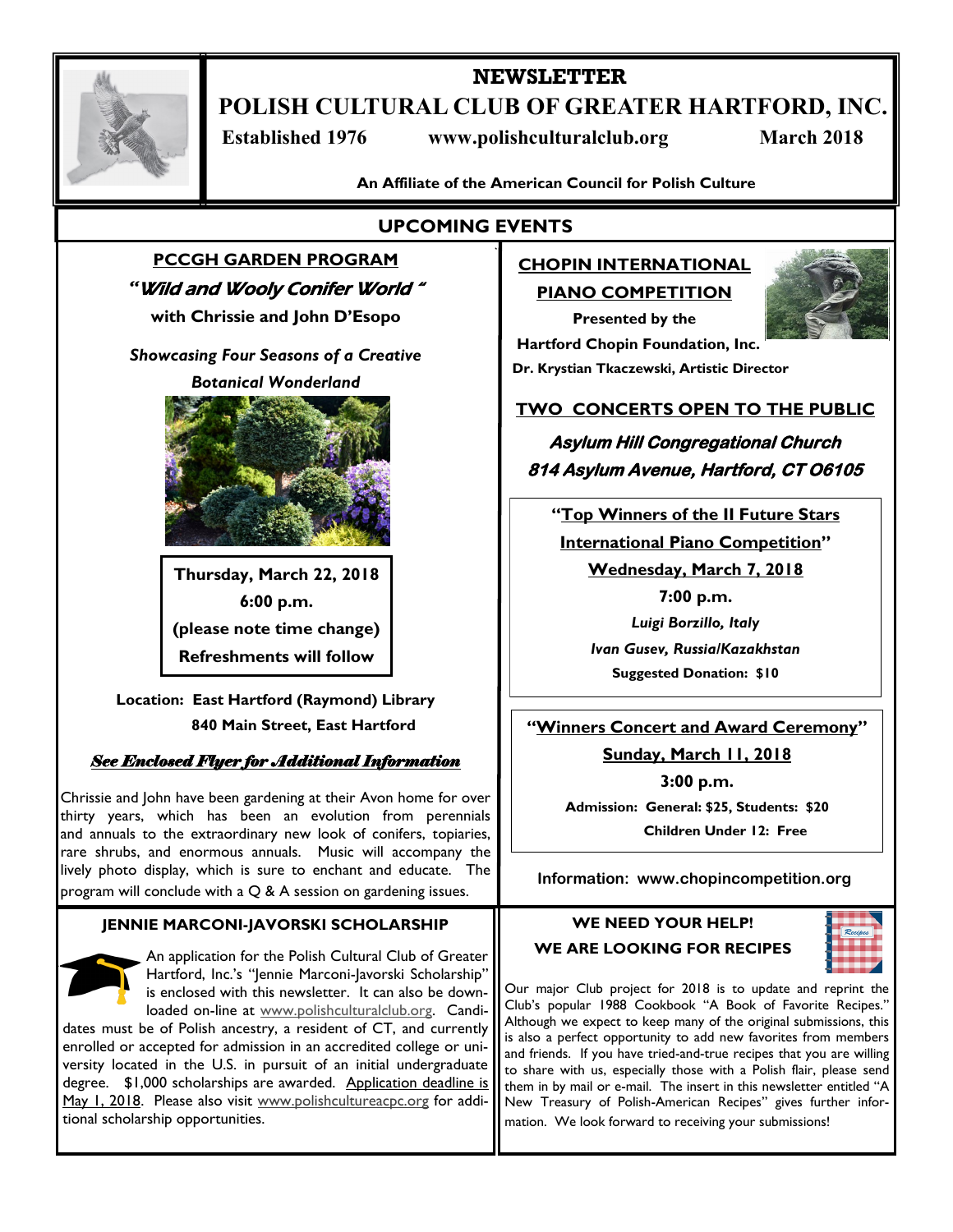# NEWSLETTER

# POLISH CULTURAL CLUB OF GREATER HARTFORD, INC.

**Established 1976** **www.polishculturalclub.org** **March 2018**

**An Affiliate of the American Council for Polish Culture**

## UPCOMING EVENTS

### PCCGH GARDEN PROGRAM

***"Wild and Wooly Conifer World"***

**with Chrissie and John D'Esopo**

***Showcasing Four Seasons of a Creative Botanical Wonderland***

**Thursday, March 22, 2018**
**6:00 p.m.**
**(please note time change)**
**Refreshments will follow**

**Location: East Hartford (Raymond) Library**
**840 Main Street, East Hartford**

***See Enclosed Flyer for Additional Information***

Chrissie and John have been gardening at their Avon home for over thirty years, which has been an evolution from perennials and annuals to the extraordinary new look of conifers, topiaries, rare shrubs, and enormous annuals. Music will accompany the lively photo display, which is sure to enchant and educate. The program will conclude with a Q & A session on gardening issues.

### CHOPIN INTERNATIONAL PIANO COMPETITION

**Presented by the**
**Hartford Chopin Foundation, Inc.**
**Dr. Krystian Tkaczewski, Artistic Director**

**TWO CONCERTS OPEN TO THE PUBLIC**

***Asylum Hill Congregational Church***
***814 Asylum Avenue, Hartford, CT 06105***

**"Top Winners of the II Future Stars International Piano Competition"**
**Wednesday, March 7, 2018**
**7:00 p.m.**
***Luigi Borzillo, Italy***
***Ivan Gusev, Russia/Kazakhstan***
**Suggested Donation: $10**

**"Winners Concert and Award Ceremony"**
**Sunday, March 11, 2018**
**3:00 p.m.**
**Admission: General: $25, Students: $20**
**Children Under 12: Free**

**Information: www.chopincompetition.org**

### JENNIE MARCONI-JAVORSKI SCHOLARSHIP

An application for the Polish Cultural Club of Greater Hartford, Inc.'s "Jennie Marconi-Javorski Scholarship" is enclosed with this newsletter. It can also be downloaded on-line at www.polishculturalclub.org. Candidates must be of Polish ancestry, a resident of CT, and currently enrolled or accepted for admission in an accredited college or university located in the U.S. in pursuit of an initial undergraduate degree. $1,000 scholarships are awarded. Application deadline is May 1, 2018. Please also visit www.polishcultureacpc.org for additional scholarship opportunities.

### WE NEED YOUR HELP! WE ARE LOOKING FOR RECIPES

Our major Club project for 2018 is to update and reprint the Club's popular 1988 Cookbook "A Book of Favorite Recipes." Although we expect to keep many of the original submissions, this is also a perfect opportunity to add new favorites from members and friends. If you have tried-and-true recipes that you are willing to share with us, especially those with a Polish flair, please send them in by mail or e-mail. The insert in this newsletter entitled "A New Treasury of Polish-American Recipes" gives further information. We look forward to receiving your submissions!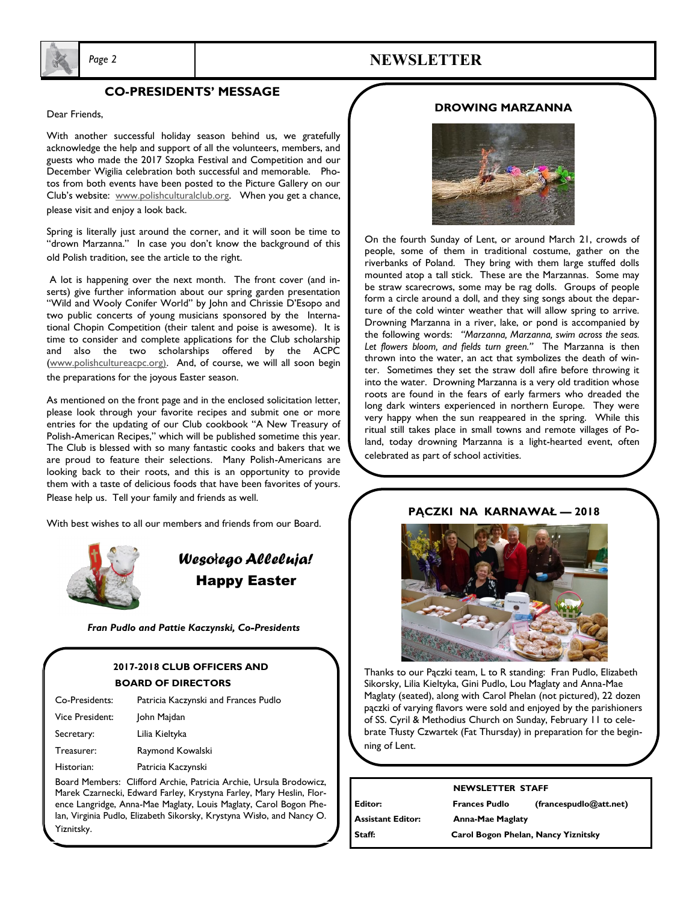## CO-PRESIDENTS' MESSAGE

Dear Friends,

With another successful holiday season behind us, we gratefully acknowledge the help and support of all the volunteers, members, and guests who made the 2017 Szopka Festival and Competition and our December Wigilia celebration both successful and memorable. Photos from both events have been posted to the Picture Gallery on our Club's website: www.polishculturalclub.org. When you get a chance, please visit and enjoy a look back.

Spring is literally just around the corner, and it will soon be time to "drown Marzanna." In case you don't know the background of this old Polish tradition, see the article to the right.

A lot is happening over the next month. The front cover (and inserts) give further information about our spring garden presentation "Wild and Wooly Conifer World" by John and Chrissie D'Esopo and two public concerts of young musicians sponsored by the International Chopin Competition (their talent and poise is awesome). It is time to consider and complete applications for the Club scholarship and also the two scholarships offered by the ACPC (www.polishcultureacpc.org). And, of course, we will all soon begin the preparations for the joyous Easter season.

As mentioned on the front page and in the enclosed solicitation letter, please look through your favorite recipes and submit one or more entries for the updating of our Club cookbook "A New Treasury of Polish-American Recipes," which will be published sometime this year. The Club is blessed with so many fantastic cooks and bakers that we are proud to feature their selections. Many Polish-Americans are looking back to their roots, and this is an opportunity to provide them with a taste of delicious foods that have been favorites of yours. Please help us. Tell your family and friends as well.

With best wishes to all our members and friends from our Board.

*Wesołego Alleluja!*

**Happy Easter**

***Fran Pudlo and Pattie Kaczynski, Co-Presidents***

### 2017-2018 CLUB OFFICERS AND BOARD OF DIRECTORS

| | |
|---|---|
| Co-Presidents: | Patricia Kaczynski and Frances Pudlo |
| Vice President: | John Majdan |
| Secretary: | Lilia Kieltyka |
| Treasurer: | Raymond Kowalski |
| Historian: | Patricia Kaczynski |

Board Members: Clifford Archie, Patricia Archie, Ursula Brodowicz, Marek Czarnecki, Edward Farley, Krystyna Farley, Mary Heslin, Florence Langridge, Anna-Mae Maglaty, Louis Maglaty, Carol Bogon Phelan, Virginia Pudlo, Elizabeth Sikorsky, Krystyna Wisło, and Nancy O. Yiznitsky.

## DROWING MARZANNA

On the fourth Sunday of Lent, or around March 21, crowds of people, some of them in traditional costume, gather on the riverbanks of Poland. They bring with them large stuffed dolls mounted atop a tall stick. These are the Marzannas. Some may be straw scarecrows, some may be rag dolls. Groups of people form a circle around a doll, and they sing songs about the departure of the cold winter weather that will allow spring to arrive. Drowning Marzanna in a river, lake, or pond is accompanied by the following words: *"Marzanna, Marzanna, swim across the seas. Let flowers bloom, and fields turn green."* The Marzanna is then thrown into the water, an act that symbolizes the death of winter. Sometimes they set the straw doll afire before throwing it into the water. Drowning Marzanna is a very old tradition whose roots are found in the fears of early farmers who dreaded the long dark winters experienced in northern Europe. They were very happy when the sun reappeared in the spring. While this ritual still takes place in small towns and remote villages of Poland, today drowning Marzanna is a light-hearted event, often celebrated as part of school activities.

## PĄCZKI NA KARNAWAŁ — 2018

Thanks to our Pączki team, L to R standing: Fran Pudlo, Elizabeth Sikorsky, Lilia Kieltyka, Gini Pudlo, Lou Maglaty and Anna-Mae Maglaty (seated), along with Carol Phelan (not pictured), 22 dozen pączki of varying flavors were sold and enjoyed by the parishioners of SS. Cyril & Methodius Church on Sunday, February 11 to celebrate Tłusty Czwartek (Fat Thursday) in preparation for the beginning of Lent.

### NEWSLETTER STAFF

| | | |
|---|---|---|
| **Editor:** | **Frances Pudlo** | **(francespudlo@att.net)** |
| **Assistant Editor:** | **Anna-Mae Maglaty** | |
| **Staff:** | **Carol Bogon Phelan, Nancy Yiznitsky** | |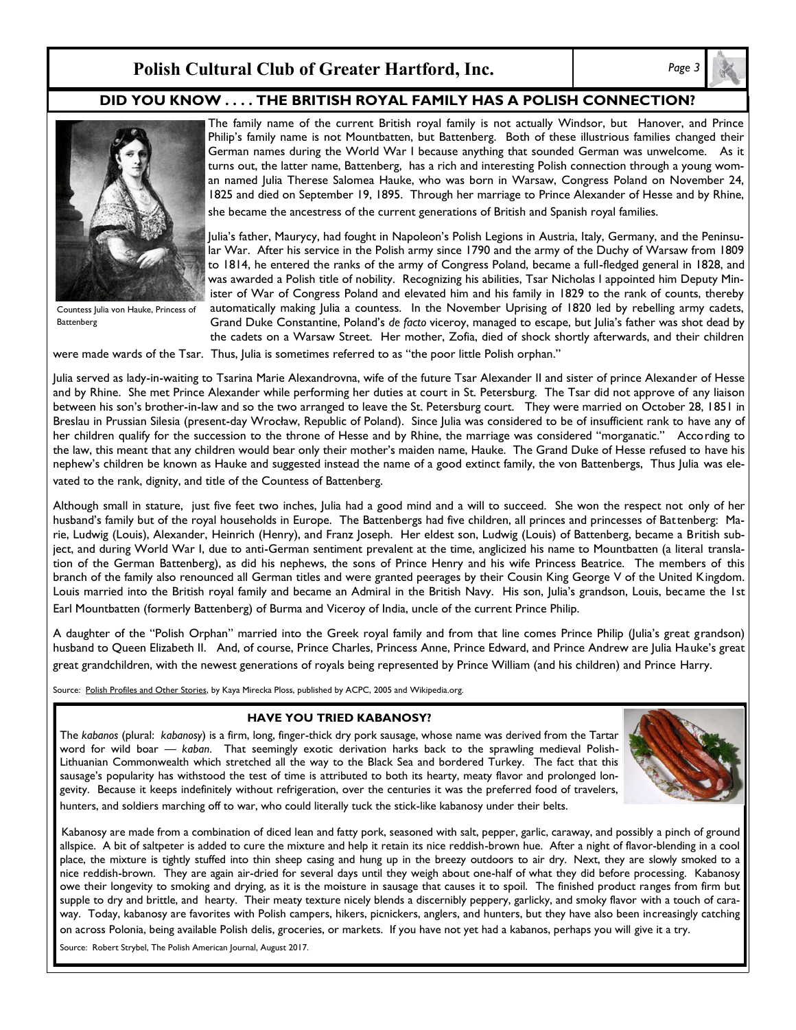## DID YOU KNOW . . . . THE BRITISH ROYAL FAMILY HAS A POLISH CONNECTION?

Countess Julia von Hauke, Princess of Battenberg

The family name of the current British royal family is not actually Windsor, but Hanover, and Prince Philip's family name is not Mountbatten, but Battenberg. Both of these illustrious families changed their German names during the World War I because anything that sounded German was unwelcome. As it turns out, the latter name, Battenberg, has a rich and interesting Polish connection through a young woman named Julia Therese Salomea Hauke, who was born in Warsaw, Congress Poland on November 24, 1825 and died on September 19, 1895. Through her marriage to Prince Alexander of Hesse and by Rhine, she became the ancestress of the current generations of British and Spanish royal families.

Julia's father, Maurycy, had fought in Napoleon's Polish Legions in Austria, Italy, Germany, and the Peninsular War. After his service in the Polish army since 1790 and the army of the Duchy of Warsaw from 1809 to 1814, he entered the ranks of the army of Congress Poland, became a full-fledged general in 1828, and was awarded a Polish title of nobility. Recognizing his abilities, Tsar Nicholas I appointed him Deputy Minister of War of Congress Poland and elevated him and his family in 1829 to the rank of counts, thereby automatically making Julia a countess. In the November Uprising of 1820 led by rebelling army cadets, Grand Duke Constantine, Poland's *de facto* viceroy, managed to escape, but Julia's father was shot dead by the cadets on a Warsaw Street. Her mother, Zofia, died of shock shortly afterwards, and their children were made wards of the Tsar. Thus, Julia is sometimes referred to as "the poor little Polish orphan."

Julia served as lady-in-waiting to Tsarina Marie Alexandrovna, wife of the future Tsar Alexander II and sister of prince Alexander of Hesse and by Rhine. She met Prince Alexander while performing her duties at court in St. Petersburg. The Tsar did not approve of any liaison between his son's brother-in-law and so the two arranged to leave the St. Petersburg court. They were married on October 28, 1851 in Breslau in Prussian Silesia (present-day Wrocław, Republic of Poland). Since Julia was considered to be of insufficient rank to have any of her children qualify for the succession to the throne of Hesse and by Rhine, the marriage was considered "morganatic." According to the law, this meant that any children would bear only their mother's maiden name, Hauke. The Grand Duke of Hesse refused to have his nephew's children be known as Hauke and suggested instead the name of a good extinct family, the von Battenbergs, Thus Julia was elevated to the rank, dignity, and title of the Countess of Battenberg.

Although small in stature, just five feet two inches, Julia had a good mind and a will to succeed. She won the respect not only of her husband's family but of the royal households in Europe. The Battenbergs had five children, all princes and princesses of Battenberg: Marie, Ludwig (Louis), Alexander, Heinrich (Henry), and Franz Joseph. Her eldest son, Ludwig (Louis) of Battenberg, became a British subject, and during World War I, due to anti-German sentiment prevalent at the time, anglicized his name to Mountbatten (a literal translation of the German Battenberg), as did his nephews, the sons of Prince Henry and his wife Princess Beatrice. The members of this branch of the family also renounced all German titles and were granted peerages by their Cousin King George V of the United Kingdom. Louis married into the British royal family and became an Admiral in the British Navy. His son, Julia's grandson, Louis, became the 1st Earl Mountbatten (formerly Battenberg) of Burma and Viceroy of India, uncle of the current Prince Philip.

A daughter of the "Polish Orphan" married into the Greek royal family and from that line comes Prince Philip (Julia's great grandson) husband to Queen Elizabeth II. And, of course, Prince Charles, Princess Anne, Prince Edward, and Prince Andrew are Julia Hauke's great great grandchildren, with the newest generations of royals being represented by Prince William (and his children) and Prince Harry.

Source: Polish Profiles and Other Stories, by Kaya Mirecka Ploss, published by ACPC, 2005 and Wikipedia.org.

### HAVE YOU TRIED KABANOSY?

The *kabanos* (plural: *kabanosy*) is a firm, long, finger-thick dry pork sausage, whose name was derived from the Tartar word for wild boar — *kaban*. That seemingly exotic derivation harks back to the sprawling medieval Polish-Lithuanian Commonwealth which stretched all the way to the Black Sea and bordered Turkey. The fact that this sausage's popularity has withstood the test of time is attributed to both its hearty, meaty flavor and prolonged longevity. Because it keeps indefinitely without refrigeration, over the centuries it was the preferred food of travelers, hunters, and soldiers marching off to war, who could literally tuck the stick-like kabanosy under their belts.

Kabanosy are made from a combination of diced lean and fatty pork, seasoned with salt, pepper, garlic, caraway, and possibly a pinch of ground allspice. A bit of saltpeter is added to cure the mixture and help it retain its nice reddish-brown hue. After a night of flavor-blending in a cool place, the mixture is tightly stuffed into thin sheep casing and hung up in the breezy outdoors to air dry. Next, they are slowly smoked to a nice reddish-brown. They are again air-dried for several days until they weigh about one-half of what they did before processing. Kabanosy owe their longevity to smoking and drying, as it is the moisture in sausage that causes it to spoil. The finished product ranges from firm but supple to dry and brittle, and hearty. Their meaty texture nicely blends a discernibly peppery, garlicky, and smoky flavor with a touch of caraway. Today, kabanosy are favorites with Polish campers, hikers, picnickers, anglers, and hunters, but they have also been increasingly catching on across Polonia, being available Polish delis, groceries, or markets. If you have not yet had a kabanos, perhaps you will give it a try.

Source: Robert Strybel, The Polish American Journal, August 2017.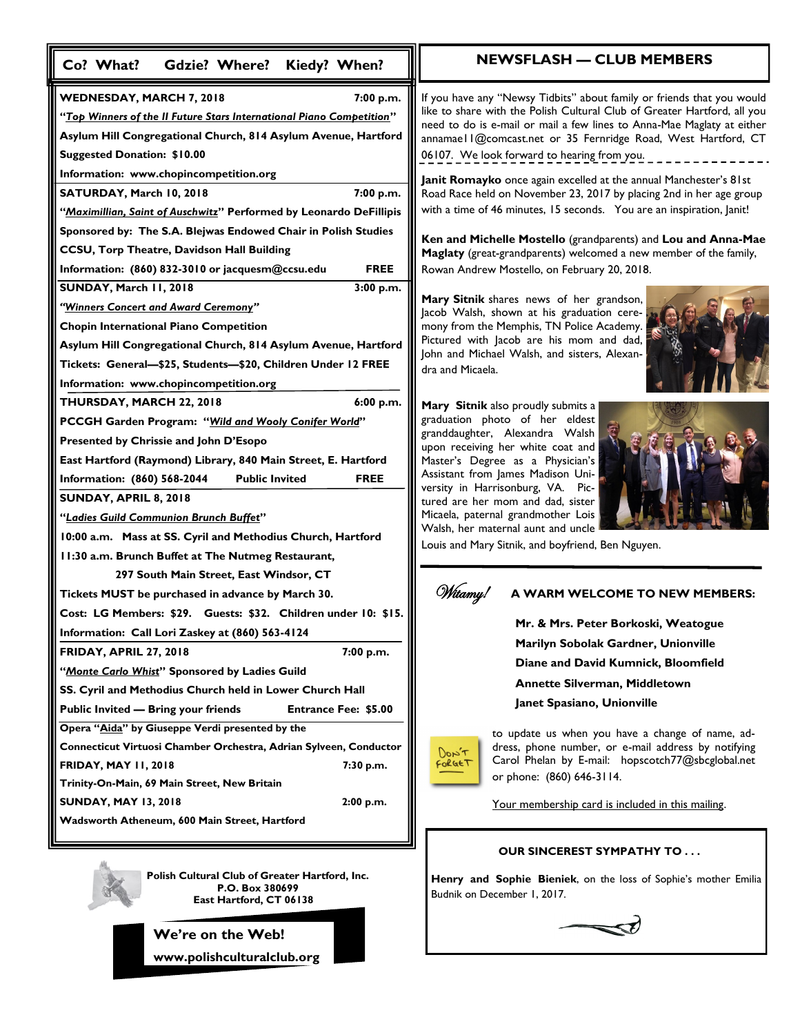## Co? What? Gdzie? Where? Kiedy? When?

**WEDNESDAY, MARCH 7, 2018** — **7:00 p.m.**

**"*Top Winners of the II Future Stars International Piano Competition*"**

**Asylum Hill Congregational Church, 814 Asylum Avenue, Hartford**

**Suggested Donation: $10.00**

**Information: www.chopincompetition.org**

**SATURDAY, March 10, 2018** — **7:00 p.m.**

**"*Maximillian, Saint of Auschwitz*" Performed by Leonardo DeFillipis**

**Sponsored by: The S.A. Blejwas Endowed Chair in Polish Studies**

**CCSU, Torp Theatre, Davidson Hall Building**

**Information: (860) 832-3010 or jacquesm@ccsu.edu** — **FREE**

**SUNDAY, March 11, 2018** — **3:00 p.m.**

**"*Winners Concert and Award Ceremony*"**

**Chopin International Piano Competition**

**Asylum Hill Congregational Church, 814 Asylum Avenue, Hartford**

**Tickets: General—$25, Students—$20, Children Under 12 FREE**

**Information: www.chopincompetition.org**

**THURSDAY, MARCH 22, 2018** — **6:00 p.m.**

**PCCGH Garden Program: "*Wild and Wooly Conifer World*"**

**Presented by Chrissie and John D'Esopo**

**East Hartford (Raymond) Library, 840 Main Street, E. Hartford**

**Information: (860) 568-2044** — **Public Invited** — **FREE**

**SUNDAY, APRIL 8, 2018**

**"*Ladies Guild Communion Brunch Buffet*"**

**10:00 a.m. Mass at SS. Cyril and Methodius Church, Hartford**

**11:30 a.m. Brunch Buffet at The Nutmeg Restaurant,**
**297 South Main Street, East Windsor, CT**

**Tickets MUST be purchased in advance by March 30.**

**Cost: LG Members: $29. Guests: $32. Children under 10: $15.**

**Information: Call Lori Zaskey at (860) 563-4124**

**FRIDAY, APRIL 27, 2018** — **7:00 p.m.**

**"*Monte Carlo Whist*" Sponsored by Ladies Guild**

**SS. Cyril and Methodius Church held in Lower Church Hall**

**Public Invited — Bring your friends** — **Entrance Fee: $5.00**

**Opera "*Aida*" by Giuseppe Verdi presented by the**

**Connecticut Virtuosi Chamber Orchestra, Adrian Sylveen, Conductor**

**FRIDAY, MAY 11, 2018** — **7:30 p.m.**

**Trinity-On-Main, 69 Main Street, New Britain**

**SUNDAY, MAY 13, 2018** — **2:00 p.m.**

**Wadsworth Atheneum, 600 Main Street, Hartford**

**Polish Cultural Club of Greater Hartford, Inc.**
**P.O. Box 380699**
**East Hartford, CT 06138**

**We're on the Web!**
**www.polishculturalclub.org**

## NEWSFLASH — CLUB MEMBERS

If you have any "Newsy Tidbits" about family or friends that you would like to share with the Polish Cultural Club of Greater Hartford, all you need to do is e-mail or mail a few lines to Anna-Mae Maglaty at either annamae11@comcast.net or 35 Fernridge Road, West Hartford, CT 06107. We look forward to hearing from you.

**Janit Romayko** once again excelled at the annual Manchester's 81st Road Race held on November 23, 2017 by placing 2nd in her age group with a time of 46 minutes, 15 seconds. You are an inspiration, Janit!

**Ken and Michelle Mostello** (grandparents) and **Lou and Anna-Mae Maglaty** (great-grandparents) welcomed a new member of the family, Rowan Andrew Mostello, on February 20, 2018.

**Mary Sitnik** shares news of her grandson, Jacob Walsh, shown at his graduation ceremony from the Memphis, TN Police Academy. Pictured with Jacob are his mom and dad, John and Michael Walsh, and sisters, Alexandra and Micaela.

**Mary Sitnik** also proudly submits a graduation photo of her eldest granddaughter, Alexandra Walsh upon receiving her white coat and Master's Degree as a Physician's Assistant from James Madison University in Harrisonburg, VA. Pictured are her mom and dad, sister Micaela, paternal grandmother Lois Walsh, her maternal aunt and uncle Louis and Mary Sitnik, and boyfriend, Ben Nguyen.

*Witamy!* **A WARM WELCOME TO NEW MEMBERS:**

**Mr. & Mrs. Peter Borkoski, Weatogue**
**Marilyn Sobolak Gardner, Unionville**
**Diane and David Kumnick, Bloomfield**
**Annette Silverman, Middletown**
**Janet Spasiano, Unionville**

DON'T FORGET to update us when you have a change of name, address, phone number, or e-mail address by notifying Carol Phelan by E-mail: hopscotch77@sbcglobal.net or phone: (860) 646-3114.

Your membership card is included in this mailing.

**OUR SINCEREST SYMPATHY TO . . .**

**Henry and Sophie Bieniek**, on the loss of Sophie's mother Emilia Budnik on December 1, 2017.